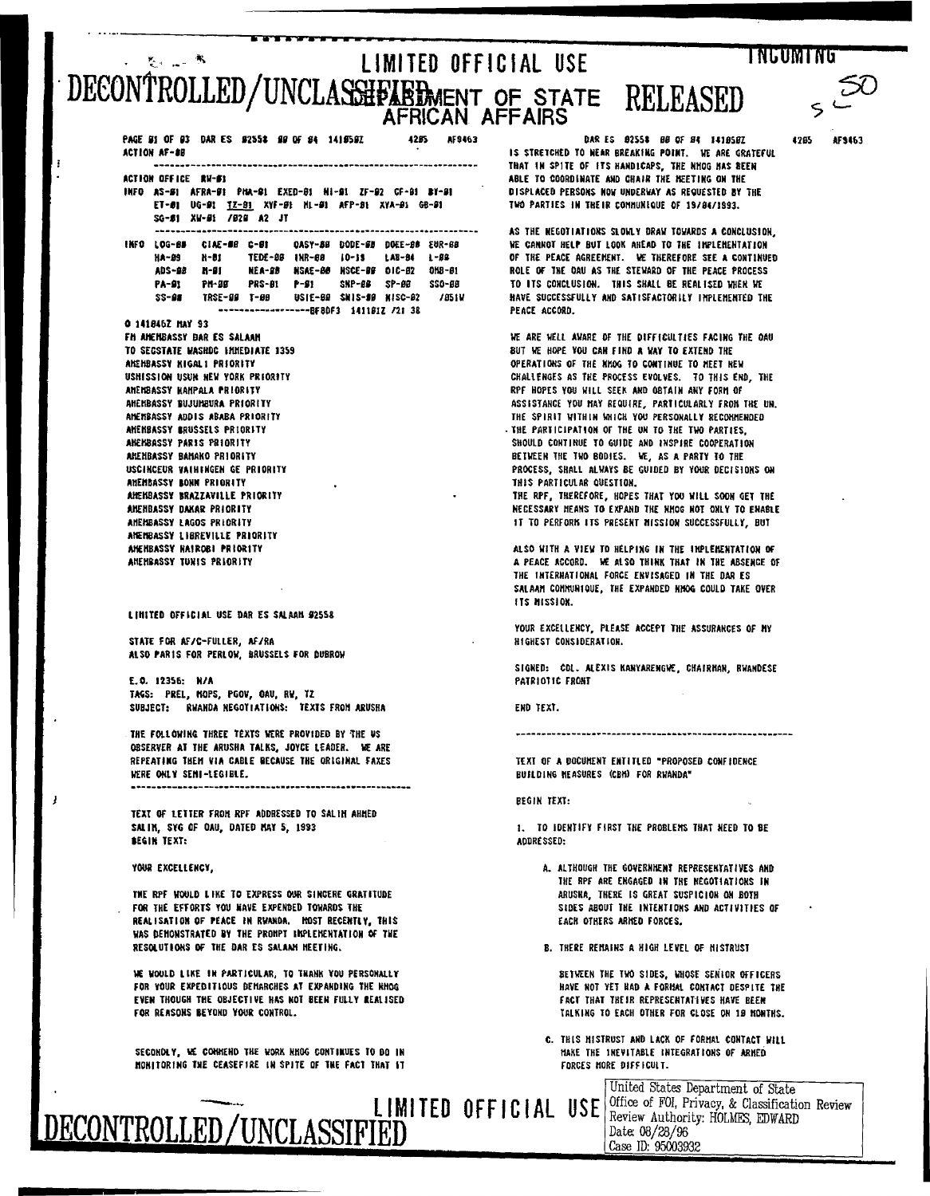LIMITED OFFICIAL USE

INCOMING

DECONTROLLED/UNCLASSIFIED

DEPARTMENT OF STATE
AFRICAN AFFAIRS

RELEASED

PAGE 01 OF 03 DAR ES 02558 00 OF 04 141050Z 4205 AF9463
ACTION AF-00

---

ACTION OFFICE RW-01
INFO AS-01 AFRA-01 PMA-01 EXED-01 MI-01 ZF-02 CF-01 BY-01
ET-01 UG-01 TZ-01 XVF-01 ML-01 AFP-01 XYA-01 GB-01
SG-01 XW-01 /020 A2 JT

---

INFO LOG-00 CIAE-00 C-01 OASY-00 DODE-00 DOEE-00 EUR-00
HA-09 H-01 TEDE-00 INR-00 IO-19 LAB-04 L-00
ADS-00 M-01 NEA-00 NSAE-00 NSCE-00 OIC-02 OMB-01
PA-01 PM-00 PRS-01 P-01 SNP-00 SP-00 SSO-00
SS-00 TRSE-00 T-00 USIE-00 SMIS-00 NISC-02 /051W
------------------BF8DF3 141101Z /21 38

O 141046Z MAY 93
FM AMEMBASSY DAR ES SALAAM
TO SECSTATE WASHDC IMMEDIATE 1359
AMEMBASSY KIGALI PRIORITY
USMISSION USUN NEW YORK PRIORITY
AMEMBASSY KAMPALA PRIORITY
AMEMBASSY BUJUMBURA PRIORITY
AMEMBASSY ADDIS ABABA PRIORITY
AMEMBASSY BRUSSELS PRIORITY
AMEMBASSY PARIS PRIORITY
AMEMBASSY BAMAKO PRIORITY
USCINCEUR VAIHINGEN GE PRIORITY
AMEMBASSY BONN PRIORITY
AMEMBASSY BRAZZAVILLE PRIORITY
AMEMBASSY DAKAR PRIORITY
AMEMBASSY LAGOS PRIORITY
AMEMBASSY LIBREVILLE PRIORITY
AMEMBASSY NAIROBI PRIORITY
AMEMBASSY TUNIS PRIORITY

LIMITED OFFICIAL USE DAR ES SALAAM 02558

STATE FOR AF/C-FULLER, AF/RA
ALSO PARIS FOR PERLOW, BRUSSELS FOR DUBROW

E.O. 12356: N/A
TAGS: PREL, MOPS, PGOV, OAU, RW, TZ
SUBJECT: RWANDA NEGOTIATIONS: TEXTS FROM ARUSHA

THE FOLLOWING THREE TEXTS WERE PROVIDED BY THE US OBSERVER AT THE ARUSHA TALKS, JOYCE LEADER. WE ARE REPEATING THEM VIA CABLE BECAUSE THE ORIGINAL FAXES WERE ONLY SEMI-LEGIBLE.

---

TEXT OF LETTER FROM RPF ADDRESSED TO SALIM AHMED SALIM, SYG OF OAU, DATED MAY 5, 1993
BEGIN TEXT:

YOUR EXCELLENCY,

THE RPF WOULD LIKE TO EXPRESS OUR SINCERE GRATITUDE FOR THE EFFORTS YOU HAVE EXPENDED TOWARDS THE REALISATION OF PEACE IN RWANDA. MOST RECENTLY, THIS WAS DEMONSTRATED BY THE PROMPT IMPLEMENTATION OF THE RESOLUTIONS OF THE DAR ES SALAAM MEETING.

WE WOULD LIKE IN PARTICULAR, TO THANK YOU PERSONALLY FOR YOUR EXPEDITIOUS DEMARCHES AT EXPANDING THE NMOG EVEN THOUGH THE OBJECTIVE HAS NOT BEEN FULLY REALISED FOR REASONS BEYOND YOUR CONTROL.

SECONDLY, WE COMMEND THE WORK NMOG CONTINUES TO DO IN MONITORING THE CEASEFIRE IN SPITE OF THE FACT THAT IT IS STRETCHED TO NEAR BREAKING POINT. WE ARE GRATEFUL THAT IN SPITE OF ITS HANDICAPS, THE NMOG HAS BEEN ABLE TO COORDINATE AND CHAIR THE MEETING ON THE DISPLACED PERSONS NOW UNDERWAY AS REQUESTED BY THE TWO PARTIES IN THEIR COMMUNIQUE OF 19/04/1993.

AS THE NEGOTIATIONS SLOWLY DRAW TOWARDS A CONCLUSION, WE CANNOT HELP BUT LOOK AHEAD TO THE IMPLEMENTATION OF THE PEACE AGREEMENT. WE THEREFORE SEE A CONTINUED ROLE OF THE OAU AS THE STEWARD OF THE PEACE PROCESS TO ITS CONCLUSION. THIS SHALL BE REALISED WHEN WE HAVE SUCCESSFULLY AND SATISFACTORILY IMPLEMENTED THE PEACE ACCORD.

WE ARE WELL AWARE OF THE DIFFICULTIES FACING THE OAU BUT WE HOPE YOU CAN FIND A WAY TO EXTEND THE OPERATIONS OF THE NMOG TO CONTINUE TO MEET NEW CHALLENGES AS THE PROCESS EVOLVES. TO THIS END, THE RPF HOPES YOU WILL SEEK AND OBTAIN ANY FORM OF ASSISTANCE YOU MAY REQUIRE, PARTICULARLY FROM THE UN. THE SPIRIT WITHIN WHICH YOU PERSONALLY RECOMMENDED THE PARTICIPATION OF THE UN TO THE TWO PARTIES, SHOULD CONTINUE TO GUIDE AND INSPIRE COOPERATION BETWEEN THE TWO BODIES. WE, AS A PARTY TO THE PROCESS, SHALL ALWAYS BE GUIDED BY YOUR DECISIONS ON THIS PARTICULAR QUESTION.
THE RPF, THEREFORE, HOPES THAT YOU WILL SOON GET THE NECESSARY MEANS TO EXPAND THE NMOG NOT ONLY TO ENABLE IT TO PERFORM ITS PRESENT MISSION SUCCESSFULLY, BUT

ALSO WITH A VIEW TO HELPING IN THE IMPLEMENTATION OF A PEACE ACCORD. WE ALSO THINK THAT IN THE ABSENCE OF THE INTERNATIONAL FORCE ENVISAGED IN THE DAR ES SALAAM COMMUNIQUE, THE EXPANDED NMOG COULD TAKE OVER ITS MISSION.

YOUR EXCELLENCY, PLEASE ACCEPT THE ASSURANCES OF MY HIGHEST CONSIDERATION.

SIGNED: COL. ALEXIS KANYARENGWE, CHAIRMAN, RWANDESE PATRIOTIC FRONT

END TEXT.

---

TEXT OF A DOCUMENT ENTITLED "PROPOSED CONFIDENCE BUILDING MEASURES (CBM) FOR RWANDA"

BEGIN TEXT:

1. TO IDENTIFY FIRST THE PROBLEMS THAT NEED TO BE ADDRESSED:

   A. ALTHOUGH THE GOVERNMENT REPRESENTATIVES AND THE RPF ARE ENGAGED IN THE NEGOTIATIONS IN ARUSHA, THERE IS GREAT SUSPICION ON BOTH SIDES ABOUT THE INTENTIONS AND ACTIVITIES OF EACH OTHERS ARMED FORCES.

   B. THERE REMAINS A HIGH LEVEL OF MISTRUST BETWEEN THE TWO SIDES, WHOSE SENIOR OFFICERS HAVE NOT YET HAD A FORMAL CONTACT DESPITE THE FACT THAT THEIR REPRESENTATIVES HAVE BEEN TALKING TO EACH OTHER FOR CLOSE ON 10 MONTHS.

   C. THIS MISTRUST AND LACK OF FORMAL CONTACT WILL MAKE THE INEVITABLE INTEGRATIONS OF ARMED FORCES MORE DIFFICULT.

LIMITED OFFICIAL USE

DECONTROLLED/UNCLASSIFIED

United States Department of State
Office of FOI, Privacy, & Classification Review
Review Authority: HOLMES, EDWARD
Date: 08/28/96
Case ID: 95003932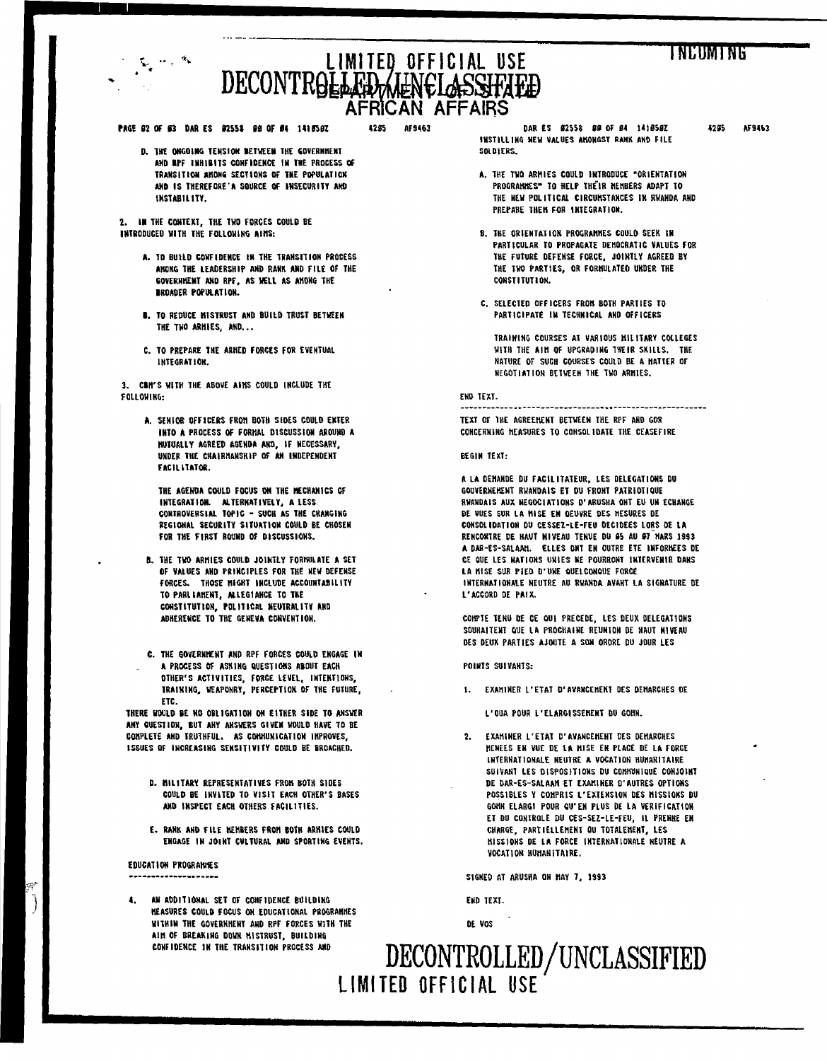D. THE ONGOING TENSION BETWEEN THE GOVERNMENT AND RPF INHIBITS CONFIDENCE IN THE PROCESS OF TRANSITION AMONG SECTIONS OF THE POPULATION AND IS THEREFORE A SOURCE OF INSECURITY AND INSTABILITY.

2. IN THE CONTEXT, THE TWO FORCES COULD BE INTRODUCED WITH THE FOLLOWING AIMS:

A. TO BUILD CONFIDENCE IN THE TRANSITION PROCESS AMONG THE LEADERSHIP AND RANK AND FILE OF THE GOVERNMENT AND RPF, AS WELL AS AMONG THE BROADER POPULATION.

B. TO REDUCE MISTRUST AND BUILD TRUST BETWEEN THE TWO ARMIES, AND...

C. TO PREPARE THE ARMED FORCES FOR EVENTUAL INTEGRATION.

3. CBM'S WITH THE ABOVE AIMS COULD INCLUDE THE FOLLOWING:

A. SENIOR OFFICERS FROM BOTH SIDES COULD ENTER INTO A PROCESS OF FORMAL DISCUSSION AROUND A MUTUALLY AGREED AGENDA AND, IF NECESSARY, UNDER THE CHAIRMANSHIP OF AN INDEPENDENT FACILITATOR.

THE AGENDA COULD FOCUS ON THE MECHANICS OF INTEGRATION. ALTERNATIVELY, A LESS CONTROVERSIAL TOPIC - SUCH AS THE CHANGING REGIONAL SECURITY SITUATION COULD BE CHOSEN FOR THE FIRST ROUND OF DISCUSSIONS.

B. THE TWO ARMIES COULD JOINTLY FORMULATE A SET OF VALUES AND PRINCIPLES FOR THE NEW DEFENSE FORCES. THOSE MIGHT INCLUDE ACCOUNTABILITY TO PARLIAMENT, ALLEGIANCE TO THE CONSTITUTION, POLITICAL NEUTRALITY AND ADHERENCE TO THE GENEVA CONVENTION.

C. THE GOVERNMENT AND RPF FORCES COULD ENGAGE IN A PROCESS OF ASKING QUESTIONS ABOUT EACH OTHER'S ACTIVITIES, FORCE LEVEL, INTENTIONS, TRAINING, WEAPONRY, PERCEPTION OF THE FUTURE, ETC.

THERE WOULD BE NO OBLIGATION ON EITHER SIDE TO ANSWER ANY QUESTION, BUT ANY ANSWERS GIVEN WOULD HAVE TO BE COMPLETE AND TRUTHFUL. AS COMMUNICATION IMPROVES, ISSUES OF INCREASING SENSITIVITY COULD BE BROACHED.

D. MILITARY REPRESENTATIVES FROM BOTH SIDES COULD BE INVITED TO VISIT EACH OTHER'S BASES AND INSPECT EACH OTHERS FACILITIES.

E. RANK AND FILE MEMBERS FROM BOTH ARMIES COULD ENGAGE IN JOINT CULTURAL AND SPORTING EVENTS.

EDUCATION PROGRAMMES
--------------------

4. AN ADDITIONAL SET OF CONFIDENCE BUILDING MEASURES COULD FOCUS ON EDUCATIONAL PROGRAMMES WITHIN THE GOVERNMENT AND RPF FORCES WITH THE AIM OF BREAKING DOWN MISTRUST, BUILDING CONFIDENCE IN THE TRANSITION PROCESS AND INSTILLING NEW VALUES AMONGST RANK AND FILE SOLDIERS.

A. THE TWO ARMIES COULD INTRODUCE "ORIENTATION PROGRAMMES" TO HELP THEIR MEMBERS ADAPT TO THE NEW POLITICAL CIRCUMSTANCES IN RWANDA AND PREPARE THEM FOR INTEGRATION.

B. THE ORIENTATION PROGRAMMES COULD SEEK IN PARTICULAR TO PROPAGATE DEMOCRATIC VALUES FOR THE FUTURE DEFENSE FORCE, JOINTLY AGREED BY THE TWO PARTIES, OR FORMULATED UNDER THE CONSTITUTION.

C. SELECTED OFFICERS FROM BOTH PARTIES TO PARTICIPATE IN TECHNICAL AND OFFICERS

TRAINING COURSES AT VARIOUS MILITARY COLLEGES WITH THE AIM OF UPGRADING THEIR SKILLS. THE NATURE OF SUCH COURSES COULD BE A MATTER OF NEGOTIATION BETWEEN THE TWO ARMIES.

END TEXT.

-------------------------------------------------------

TEXT OF THE AGREEMENT BETWEEN THE RPF AND GOR CONCERNING MEASURES TO CONSOLIDATE THE CEASEFIRE

BEGIN TEXT:

A LA DEMANDE DU FACILITATEUR, LES DELEGATIONS DU GOUVERNEMENT RWANDAIS ET DU FRONT PATRIOTIQUE RWANDAIS AUX NEGOCIATIONS D'ARUSHA ONT EU UN ECHANGE DE VUES SUR LA MISE EN OEUVRE DES MESURES DE CONSOLIDATION DU CESSEZ-LE-FEU DECIDEES LORS DE LA RENCONTRE DE HAUT NIVEAU TENUE DU 05 AU 07 MARS 1993 A DAR-ES-SALAAM. ELLES ONT EN OUTRE ETE INFORMEES DE CE QUE LES NATIONS UNIES NE POURRONT INTERVENIR DANS LA MISE SUR PIED D'UNE QUELCONQUE FORCE INTERNATIONALE NEUTRE AU RWANDA AVANT LA SIGNATURE DE L'ACCORD DE PAIX.

COMPTE TENU DE CE QUI PRECEDE, LES DEUX DELEGATIONS SOUHAITENT QUE LA PROCHAINE REUNION DE HAUT NIVEAU DES DEUX PARTIES AJOUTE A SON ORDRE DU JOUR LES POINTS SUIVANTS:

1. EXAMINER L'ETAT D'AVANCEMENT DES DEMARCHES DE L'OUA POUR L'ELARGISSEMENT DU GOMN.

2. EXAMINER L'ETAT D'AVANCEMENT DES DEMARCHES MENEES EN VUE DE LA MISE EN PLACE DE LA FORCE INTERNATIONALE NEUTRE A VOCATION HUMANITAIRE SUIVANT LES DISPOSITIONS DU COMMUNIQUE CONJOINT DE DAR-ES-SALAAM ET EXAMINER D'AUTRES OPTIONS POSSIBLES Y COMPRIS L'EXTENSION DES MISSIONS DU GOMN ELARGI POUR QU'EN PLUS DE LA VERIFICATION ET DU CONTROLE DU CES-SEZ-LE-FEU, IL PRENNE EN CHARGE, PARTIELLEMENT OU TOTALEMENT, LES MISSIONS DE LA FORCE INTERNATIONALE NEUTRE A VOCATION HUMANITAIRE.

SIGNED AT ARUSHA ON MAY 7, 1993

END TEXT.

DE VOS